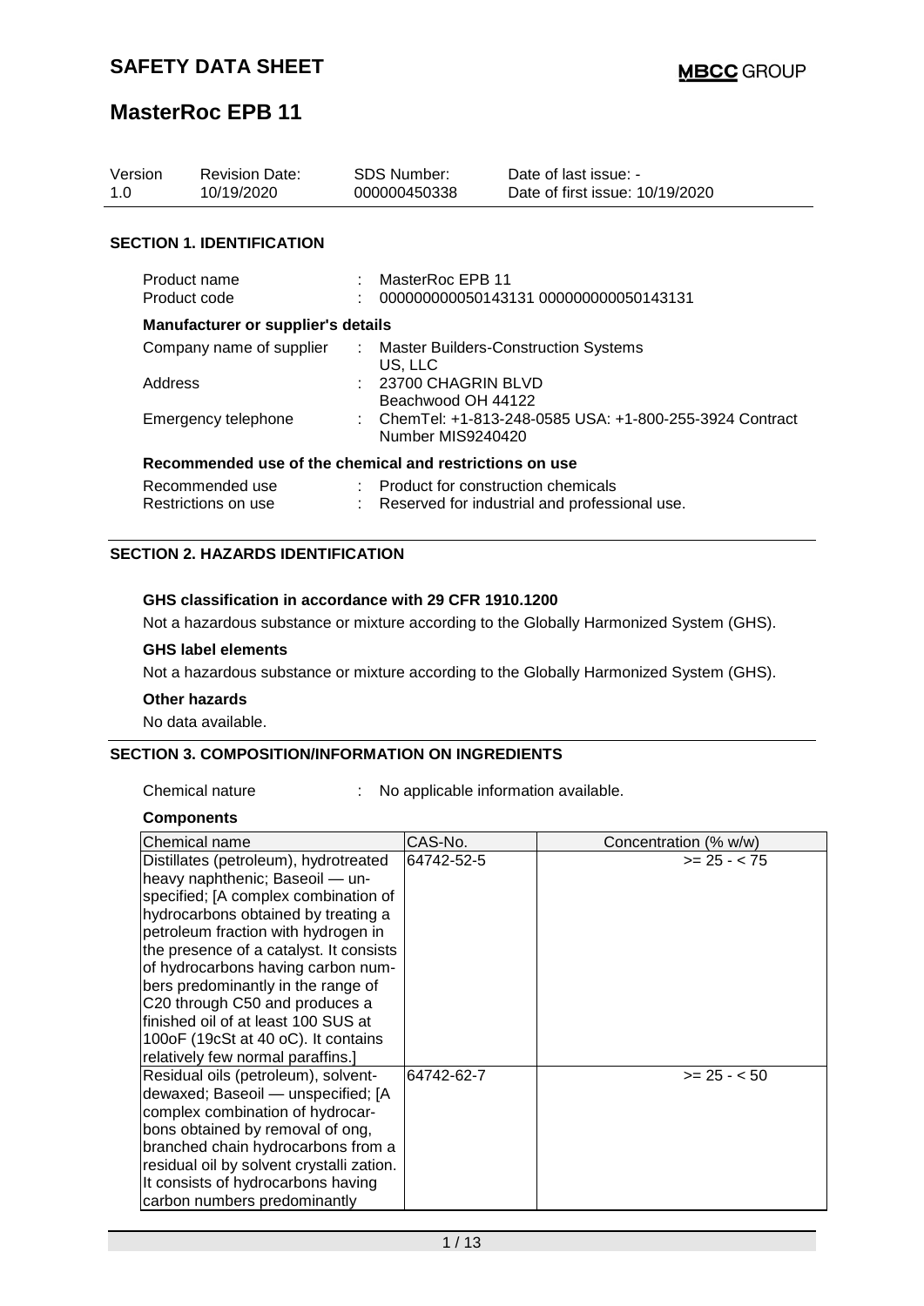**SAFETY DATA SHEET**

**MBCC GROUP**

# MasterRoc EPB 11

| Version | Revision Date: | SDS Number: | Date of last issue: - |
|---|---|---|---|
| 1.0 | 10/19/2020 | 000000450338 | Date of first issue: 10/19/2020 |

## SECTION 1. IDENTIFICATION

Product name : MasterRoc EPB 11
Product code : 000000000050143131 000000000050143131

**Manufacturer or supplier's details**

Company name of supplier : Master Builders-Construction Systems US, LLC
Address : 23700 CHAGRIN BLVD Beachwood OH 44122
Emergency telephone : ChemTel: +1-813-248-0585 USA: +1-800-255-3924 Contract Number MIS9240420

**Recommended use of the chemical and restrictions on use**

Recommended use : Product for construction chemicals
Restrictions on use : Reserved for industrial and professional use.

## SECTION 2. HAZARDS IDENTIFICATION

**GHS classification in accordance with 29 CFR 1910.1200**

Not a hazardous substance or mixture according to the Globally Harmonized System (GHS).

**GHS label elements**

Not a hazardous substance or mixture according to the Globally Harmonized System (GHS).

**Other hazards**

No data available.

## SECTION 3. COMPOSITION/INFORMATION ON INGREDIENTS

Chemical nature : No applicable information available.

**Components**

| Chemical name | CAS-No. | Concentration (% w/w) |
|---|---|---|
| Distillates (petroleum), hydrotreated heavy naphthenic; Baseoil — unspecified; [A complex combination of hydrocarbons obtained by treating a petroleum fraction with hydrogen in the presence of a catalyst. It consists of hydrocarbons having carbon numbers predominantly in the range of C20 through C50 and produces a finished oil of at least 100 SUS at 100oF (19cSt at 40 oC). It contains relatively few normal paraffins.] | 64742-52-5 | >= 25 - < 75 |
| Residual oils (petroleum), solvent-dewaxed; Baseoil — unspecified; [A complex combination of hydrocarbons obtained by removal of ong, branched chain hydrocarbons from a residual oil by solvent crystalli zation. It consists of hydrocarbons having carbon numbers predominantly | 64742-62-7 | >= 25 - < 50 |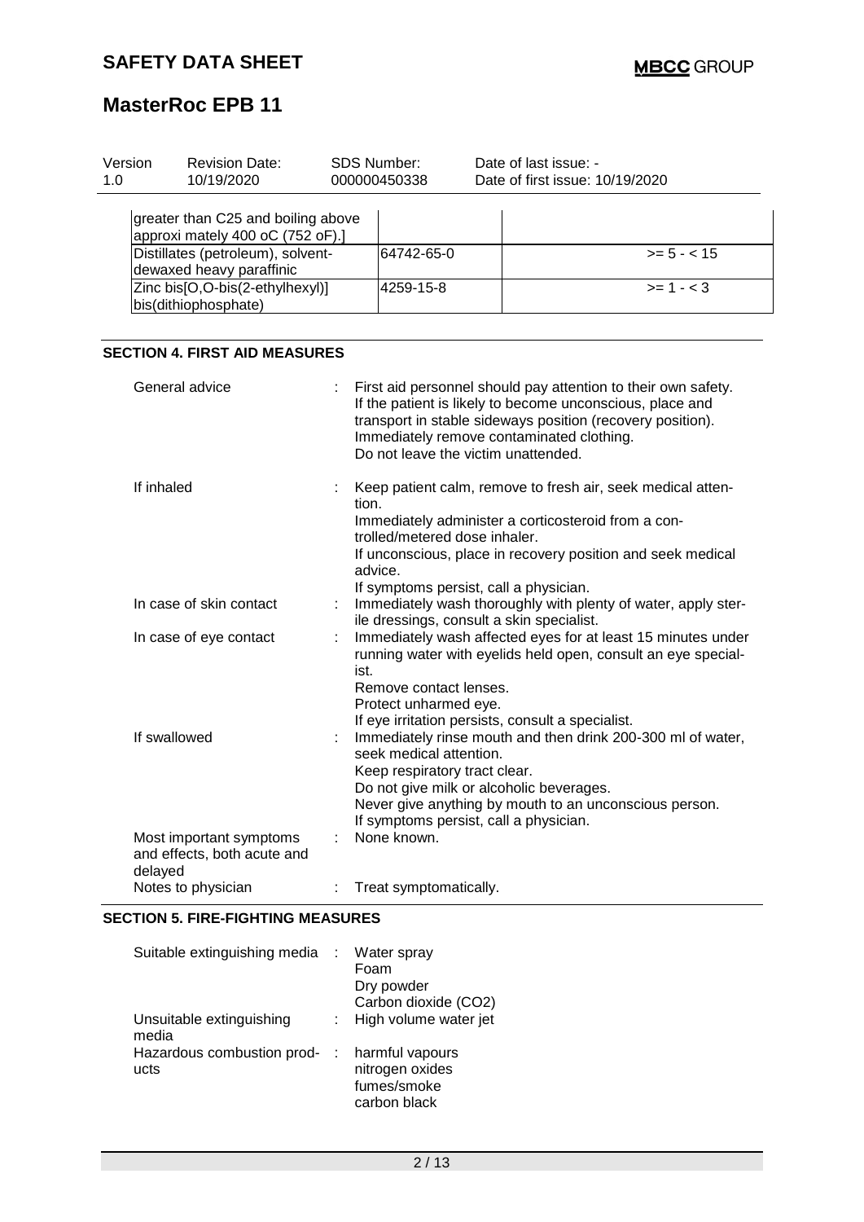| | | |
|---|---|---|
| greater than C25 and boiling above approxi mately 400 oC (752 oF).] | | |
| Distillates (petroleum), solvent-dewaxed heavy paraffinic | 64742-65-0 | >= 5 - < 15 |
| Zinc bis[O,O-bis(2-ethylhexyl)] bis(dithiophosphate) | 4259-15-8 | >= 1 - < 3 |

## SECTION 4. FIRST AID MEASURES

General advice : First aid personnel should pay attention to their own safety.
If the patient is likely to become unconscious, place and transport in stable sideways position (recovery position).
Immediately remove contaminated clothing.
Do not leave the victim unattended.

If inhaled : Keep patient calm, remove to fresh air, seek medical attention.
Immediately administer a corticosteroid from a controlled/metered dose inhaler.
If unconscious, place in recovery position and seek medical advice.
If symptoms persist, call a physician.

In case of skin contact : Immediately wash thoroughly with plenty of water, apply sterile dressings, consult a skin specialist.

In case of eye contact : Immediately wash affected eyes for at least 15 minutes under running water with eyelids held open, consult an eye specialist.
Remove contact lenses.
Protect unharmed eye.
If eye irritation persists, consult a specialist.

If swallowed : Immediately rinse mouth and then drink 200-300 ml of water, seek medical attention.
Keep respiratory tract clear.
Do not give milk or alcoholic beverages.
Never give anything by mouth to an unconscious person.
If symptoms persist, call a physician.

Most important symptoms and effects, both acute and delayed : None known.

Notes to physician : Treat symptomatically.

## SECTION 5. FIRE-FIGHTING MEASURES

Suitable extinguishing media : Water spray
Foam
Dry powder
Carbon dioxide ($CO_2$)

Unsuitable extinguishing media : High volume water jet

Hazardous combustion products : harmful vapours
nitrogen oxides
fumes/smoke
carbon black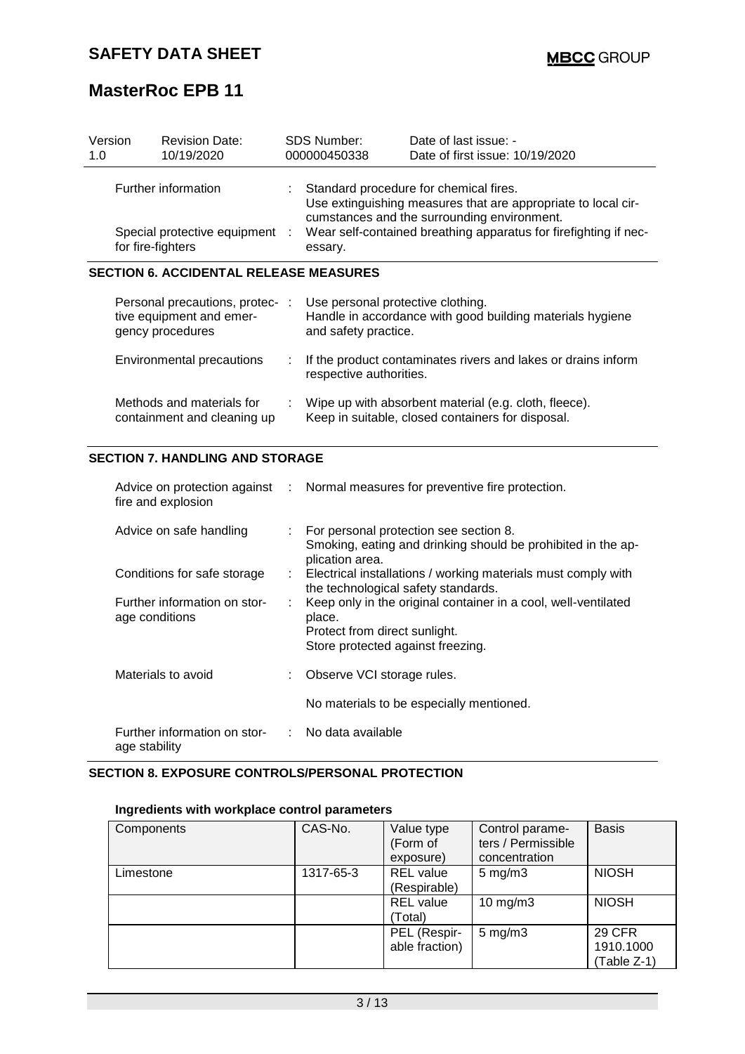| Version | Revision Date: | SDS Number: | Date of last issue: - |
|---|---|---|---|
| 1.0 | 10/19/2020 | 000000450338 | Date of first issue: 10/19/2020 |

Further information : Standard procedure for chemical fires.
Use extinguishing measures that are appropriate to local circumstances and the surrounding environment.

Special protective equipment for fire-fighters : Wear self-contained breathing apparatus for firefighting if necessary.

## SECTION 6. ACCIDENTAL RELEASE MEASURES

Personal precautions, protective equipment and emergency procedures : Use personal protective clothing.
Handle in accordance with good building materials hygiene and safety practice.

Environmental precautions : If the product contaminates rivers and lakes or drains inform respective authorities.

Methods and materials for containment and cleaning up : Wipe up with absorbent material (e.g. cloth, fleece).
Keep in suitable, closed containers for disposal.

## SECTION 7. HANDLING AND STORAGE

Advice on protection against fire and explosion : Normal measures for preventive fire protection.

Advice on safe handling : For personal protection see section 8.
Smoking, eating and drinking should be prohibited in the application area.

Conditions for safe storage : Electrical installations / working materials must comply with the technological safety standards.

Further information on storage conditions : Keep only in the original container in a cool, well-ventilated place.
Protect from direct sunlight.
Store protected against freezing.

Materials to avoid : Observe VCI storage rules.

No materials to be especially mentioned.

Further information on storage stability : No data available

## SECTION 8. EXPOSURE CONTROLS/PERSONAL PROTECTION

### Ingredients with workplace control parameters

| Components | CAS-No. | Value type (Form of exposure) | Control parameters / Permissible concentration | Basis |
|---|---|---|---|---|
| Limestone | 1317-65-3 | REL value (Respirable) | 5 mg/m3 | NIOSH |
| | | REL value (Total) | 10 mg/m3 | NIOSH |
| | | PEL (Respirable fraction) | 5 mg/m3 | 29 CFR 1910.1000 (Table Z-1) |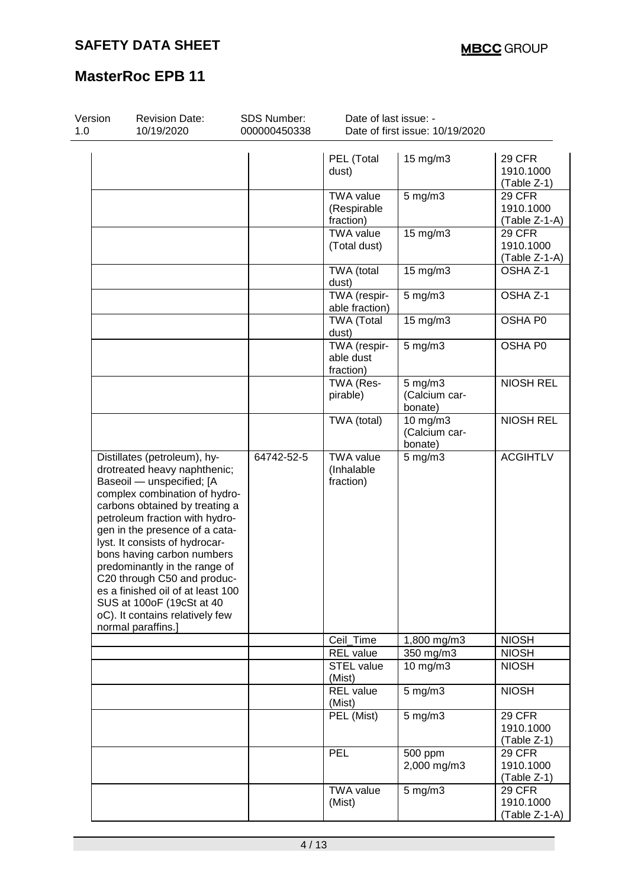| Components | CAS-No. | Value type (Form of exposure) | Control parameters / Permissible concentration | Basis |
|---|---|---|---|---|
| | | PEL (Total dust) | 15 mg/m3 | 29 CFR 1910.1000 (Table Z-1) |
| | | TWA value (Respirable fraction) | 5 mg/m3 | 29 CFR 1910.1000 (Table Z-1-A) |
| | | TWA value (Total dust) | 15 mg/m3 | 29 CFR 1910.1000 (Table Z-1-A) |
| | | TWA (total dust) | 15 mg/m3 | OSHA Z-1 |
| | | TWA (respirable fraction) | 5 mg/m3 | OSHA Z-1 |
| | | TWA (Total dust) | 15 mg/m3 | OSHA P0 |
| | | TWA (respirable dust fraction) | 5 mg/m3 | OSHA P0 |
| | | TWA (Respirable) | 5 mg/m3 (Calcium carbonate) | NIOSH REL |
| | | TWA (total) | 10 mg/m3 (Calcium carbonate) | NIOSH REL |
| Distillates (petroleum), hydrotreated heavy naphthenic; Baseoil — unspecified; [A complex combination of hydrocarbons obtained by treating a petroleum fraction with hydrogen in the presence of a catalyst. It consists of hydrocarbons having carbon numbers predominantly in the range of C20 through C50 and produces a finished oil of at least 100 SUS at 100oF (19cSt at 40 oC). It contains relatively few normal paraffins.] | 64742-52-5 | TWA value (Inhalable fraction) | 5 mg/m3 | ACGIHTLV |
| | | Ceil_Time | 1,800 mg/m3 | NIOSH |
| | | REL value | 350 mg/m3 | NIOSH |
| | | STEL value (Mist) | 10 mg/m3 | NIOSH |
| | | REL value (Mist) | 5 mg/m3 | NIOSH |
| | | PEL (Mist) | 5 mg/m3 | 29 CFR 1910.1000 (Table Z-1) |
| | | PEL | 500 ppm 2,000 mg/m3 | 29 CFR 1910.1000 (Table Z-1) |
| | | TWA value (Mist) | 5 mg/m3 | 29 CFR 1910.1000 (Table Z-1-A) |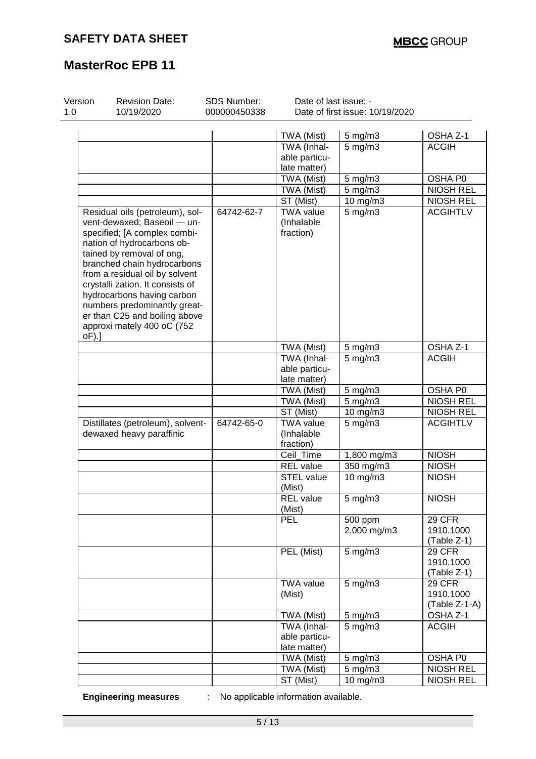| | | TWA (Mist) | 5 mg/m3 | OSHA Z-1 |
|---|---|---|---|---|
| | | TWA (Inhalable particulate matter) | 5 mg/m3 | ACGIH |
| | | TWA (Mist) | 5 mg/m3 | OSHA P0 |
| | | TWA (Mist) | 5 mg/m3 | NIOSH REL |
| | | ST (Mist) | 10 mg/m3 | NIOSH REL |
| Residual oils (petroleum), solvent-dewaxed; Baseoil — unspecified; [A complex combination of hydrocarbons obtained by removal of ong, branched chain hydrocarbons from a residual oil by solvent crystalli zation. It consists of hydrocarbons having carbon numbers predominantly greater than C25 and boiling above approxi mately 400 oC (752 oF).] | 64742-62-7 | TWA value (Inhalable fraction) | 5 mg/m3 | ACGIHTLV |
| | | TWA (Mist) | 5 mg/m3 | OSHA Z-1 |
| | | TWA (Inhalable particulate matter) | 5 mg/m3 | ACGIH |
| | | TWA (Mist) | 5 mg/m3 | OSHA P0 |
| | | TWA (Mist) | 5 mg/m3 | NIOSH REL |
| | | ST (Mist) | 10 mg/m3 | NIOSH REL |
| Distillates (petroleum), solvent-dewaxed heavy paraffinic | 64742-65-0 | TWA value (Inhalable fraction) | 5 mg/m3 | ACGIHTLV |
| | | Ceil_Time | 1,800 mg/m3 | NIOSH |
| | | REL value | 350 mg/m3 | NIOSH |
| | | STEL value (Mist) | 10 mg/m3 | NIOSH |
| | | REL value (Mist) | 5 mg/m3 | NIOSH |
| | | PEL | 500 ppm 2,000 mg/m3 | 29 CFR 1910.1000 (Table Z-1) |
| | | PEL (Mist) | 5 mg/m3 | 29 CFR 1910.1000 (Table Z-1) |
| | | TWA value (Mist) | 5 mg/m3 | 29 CFR 1910.1000 (Table Z-1-A) |
| | | TWA (Mist) | 5 mg/m3 | OSHA Z-1 |
| | | TWA (Inhalable particulate matter) | 5 mg/m3 | ACGIH |
| | | TWA (Mist) | 5 mg/m3 | OSHA P0 |
| | | TWA (Mist) | 5 mg/m3 | NIOSH REL |
| | | ST (Mist) | 10 mg/m3 | NIOSH REL |

**Engineering measures** : No applicable information available.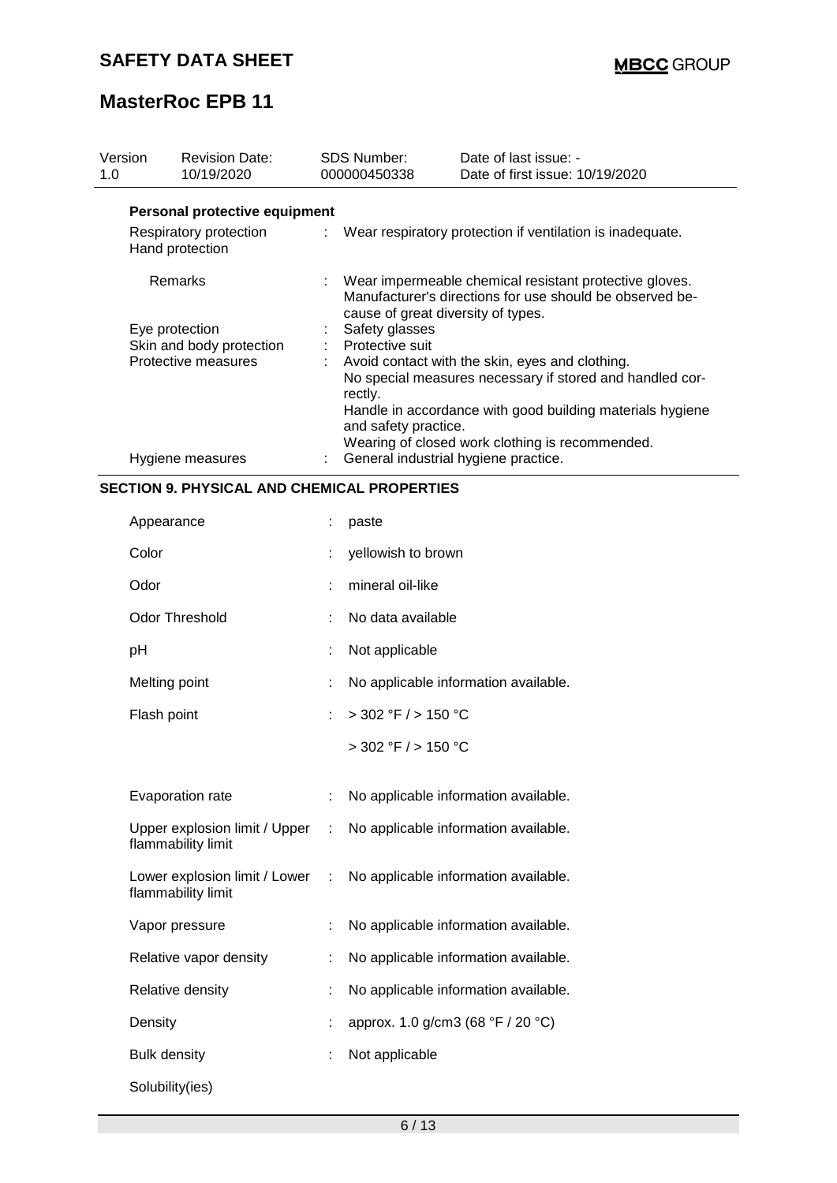| Version 1.0 | Revision Date: 10/19/2020 | SDS Number: 000000450338 | Date of last issue: - Date of first issue: 10/19/2020 |
|---|---|---|---|

**Personal protective equipment**

| | | |
|---|---|---|
| Respiratory protection | : | Wear respiratory protection if ventilation is inadequate. |
| Hand protection | | |
| Remarks | : | Wear impermeable chemical resistant protective gloves. Manufacturer's directions for use should be observed because of great diversity of types. |
| Eye protection | : | Safety glasses |
| Skin and body protection | : | Protective suit |
| Protective measures | : | Avoid contact with the skin, eyes and clothing. No special measures necessary if stored and handled correctly. Handle in accordance with good building materials hygiene and safety practice. Wearing of closed work clothing is recommended. |
| Hygiene measures | : | General industrial hygiene practice. |

## SECTION 9. PHYSICAL AND CHEMICAL PROPERTIES

| | | |
|---|---|---|
| Appearance | : | paste |
| Color | : | yellowish to brown |
| Odor | : | mineral oil-like |
| Odor Threshold | : | No data available |
| pH | : | Not applicable |
| Melting point | : | No applicable information available. |
| Flash point | : | > 302 °F / > 150 °C<br>> 302 °F / > 150 °C |
| Evaporation rate | : | No applicable information available. |
| Upper explosion limit / Upper flammability limit | : | No applicable information available. |
| Lower explosion limit / Lower flammability limit | : | No applicable information available. |
| Vapor pressure | : | No applicable information available. |
| Relative vapor density | : | No applicable information available. |
| Relative density | : | No applicable information available. |
| Density | : | approx. 1.0 g/cm3 (68 °F / 20 °C) |
| Bulk density | : | Not applicable |
| Solubility(ies) | | |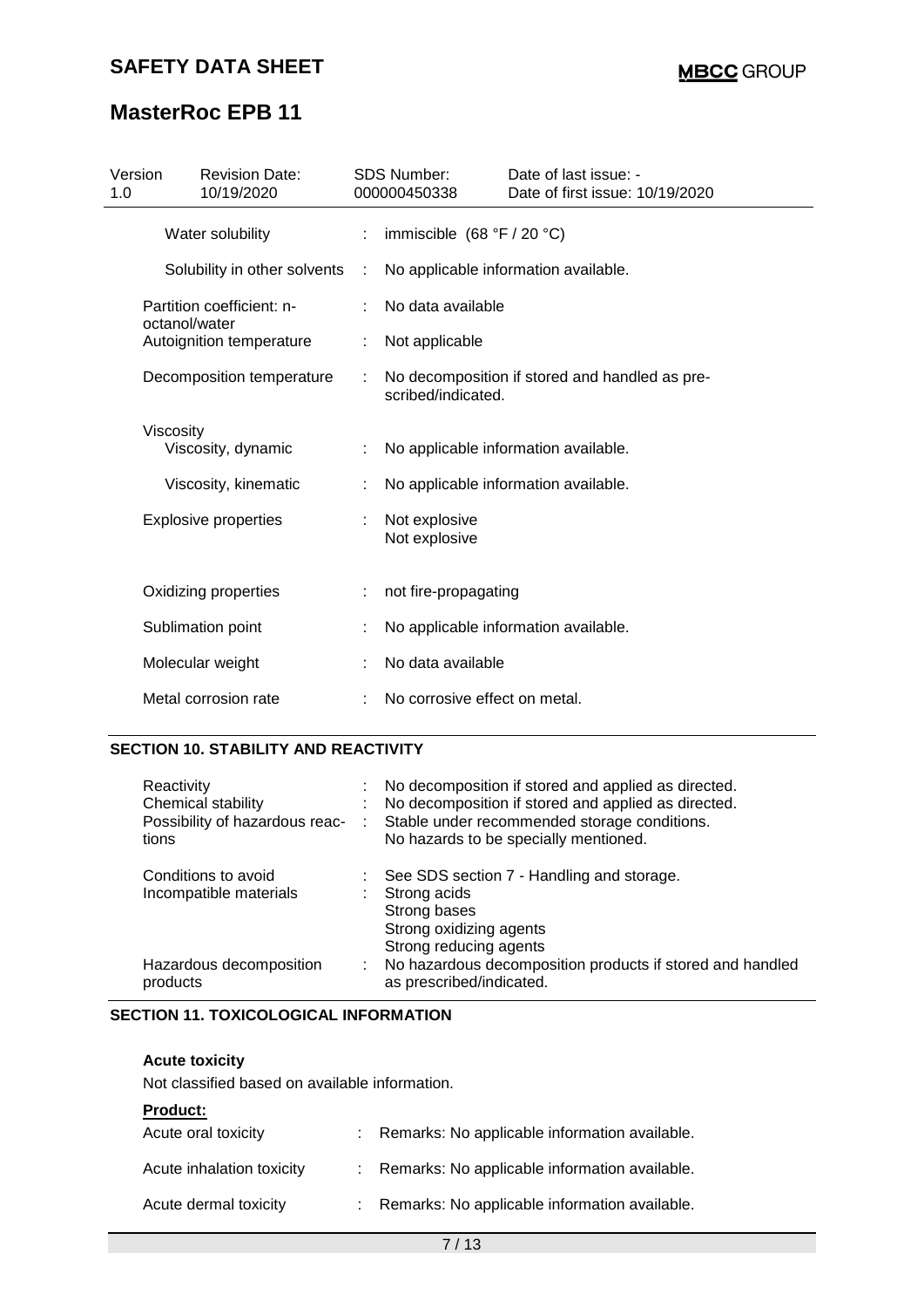| | | |
|---|---|---|
| Water solubility | : | immiscible (68 °F / 20 °C) |
| Solubility in other solvents | : | No applicable information available. |
| Partition coefficient: n-octanol/water | : | No data available |
| Autoignition temperature | : | Not applicable |
| Decomposition temperature | : | No decomposition if stored and handled as prescribed/indicated. |
| Viscosity | | |
| Viscosity, dynamic | : | No applicable information available. |
| Viscosity, kinematic | : | No applicable information available. |
| Explosive properties | : | Not explosive<br>Not explosive |
| Oxidizing properties | : | not fire-propagating |
| Sublimation point | : | No applicable information available. |
| Molecular weight | : | No data available |
| Metal corrosion rate | : | No corrosive effect on metal. |

## SECTION 10. STABILITY AND REACTIVITY

| | | |
|---|---|---|
| Reactivity | : | No decomposition if stored and applied as directed. |
| Chemical stability | : | No decomposition if stored and applied as directed. |
| Possibility of hazardous reactions | : | Stable under recommended storage conditions.<br>No hazards to be specially mentioned. |
| Conditions to avoid | : | See SDS section 7 - Handling and storage. |
| Incompatible materials | : | Strong acids<br>Strong bases<br>Strong oxidizing agents<br>Strong reducing agents |
| Hazardous decomposition products | : | No hazardous decomposition products if stored and handled as prescribed/indicated. |

## SECTION 11. TOXICOLOGICAL INFORMATION

**Acute toxicity**

Not classified based on available information.

**Product:**

| | | |
|---|---|---|
| Acute oral toxicity | : | Remarks: No applicable information available. |
| Acute inhalation toxicity | : | Remarks: No applicable information available. |
| Acute dermal toxicity | : | Remarks: No applicable information available. |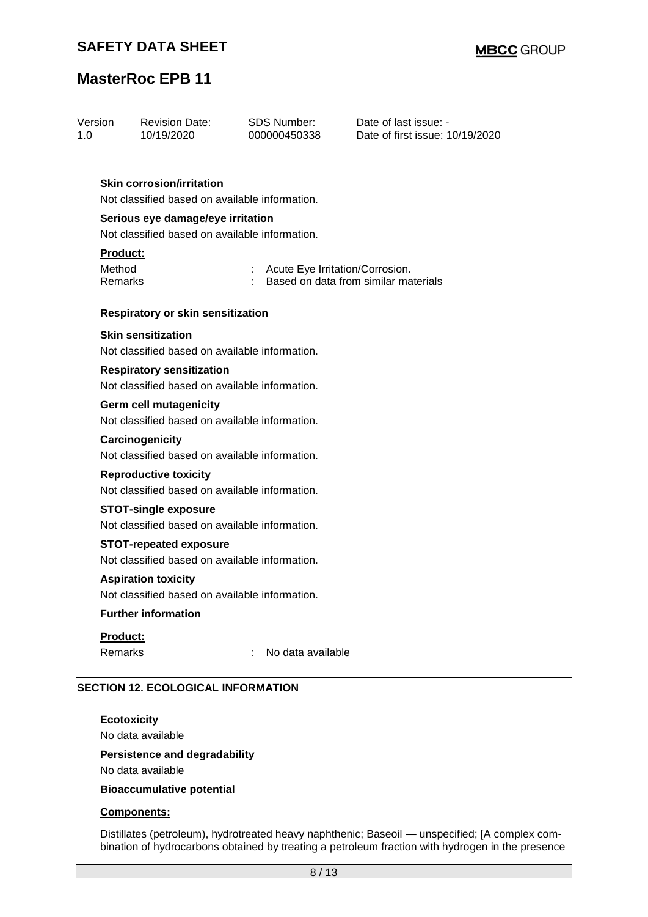**Skin corrosion/irritation**

Not classified based on available information.

**Serious eye damage/eye irritation**

Not classified based on available information.

**Product:**

| | | |
|---|---|---|
| Method | : | Acute Eye Irritation/Corrosion. |
| Remarks | : | Based on data from similar materials |

**Respiratory or skin sensitization**

**Skin sensitization**

Not classified based on available information.

**Respiratory sensitization**

Not classified based on available information.

**Germ cell mutagenicity**

Not classified based on available information.

**Carcinogenicity**

Not classified based on available information.

**Reproductive toxicity**

Not classified based on available information.

**STOT-single exposure**

Not classified based on available information.

**STOT-repeated exposure**

Not classified based on available information.

**Aspiration toxicity**

Not classified based on available information.

**Further information**

**Product:**

| | | |
|---|---|---|
| Remarks | : | No data available |

## SECTION 12. ECOLOGICAL INFORMATION

**Ecotoxicity**

No data available

**Persistence and degradability**

No data available

**Bioaccumulative potential**

**Components:**

Distillates (petroleum), hydrotreated heavy naphthenic; Baseoil — unspecified; [A complex combination of hydrocarbons obtained by treating a petroleum fraction with hydrogen in the presence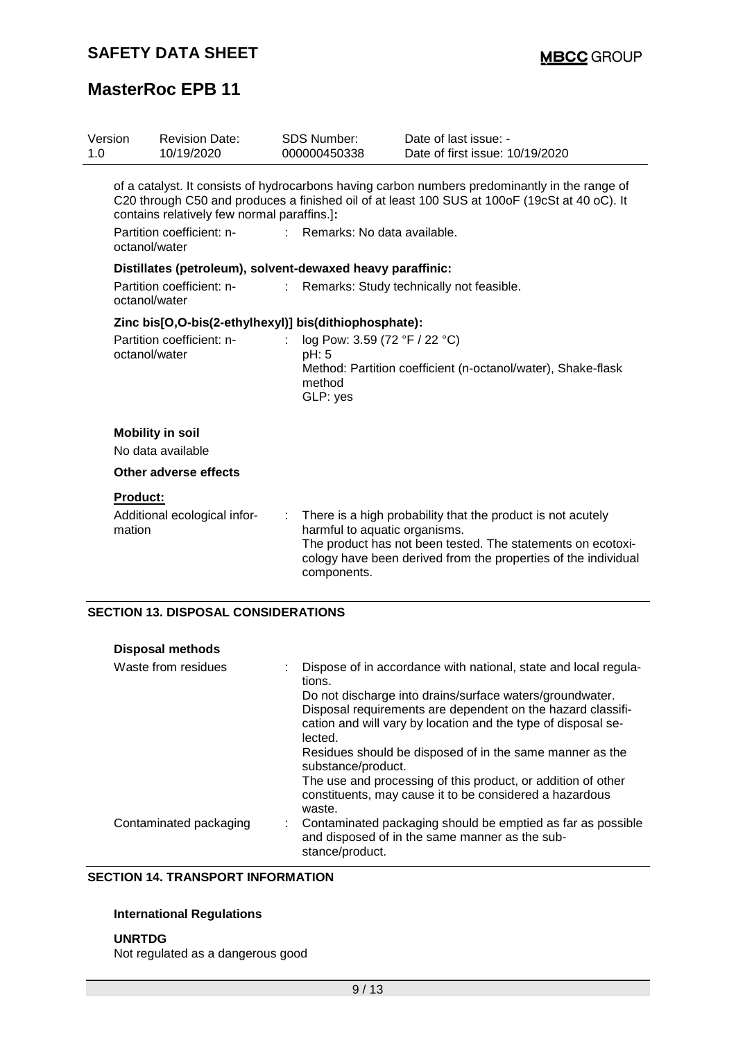of a catalyst. It consists of hydrocarbons having carbon numbers predominantly in the range of C20 through C50 and produces a finished oil of at least 100 SUS at 100oF (19cSt at 40 oC). It contains relatively few normal paraffins.]**:**

Partition coefficient: n-octanol/water : Remarks: No data available.

**Distillates (petroleum), solvent-dewaxed heavy paraffinic:**

Partition coefficient: n-octanol/water : Remarks: Study technically not feasible.

**Zinc bis[O,O-bis(2-ethylhexyl)] bis(dithiophosphate):**

Partition coefficient: n-octanol/water : log Pow: 3.59 (72 °F / 22 °C)
pH: 5
Method: Partition coefficient (n-octanol/water), Shake-flask method
GLP: yes

**Mobility in soil**

No data available

**Other adverse effects**

**Product:**

Additional ecological information : There is a high probability that the product is not acutely harmful to aquatic organisms.
The product has not been tested. The statements on ecotoxicology have been derived from the properties of the individual components.

## SECTION 13. DISPOSAL CONSIDERATIONS

**Disposal methods**

Waste from residues : Dispose of in accordance with national, state and local regulations.
Do not discharge into drains/surface waters/groundwater.
Disposal requirements are dependent on the hazard classification and will vary by location and the type of disposal selected.
Residues should be disposed of in the same manner as the substance/product.
The use and processing of this product, or addition of other constituents, may cause it to be considered a hazardous waste.

Contaminated packaging : Contaminated packaging should be emptied as far as possible and disposed of in the same manner as the substance/product.

## SECTION 14. TRANSPORT INFORMATION

**International Regulations**

**UNRTDG**

Not regulated as a dangerous good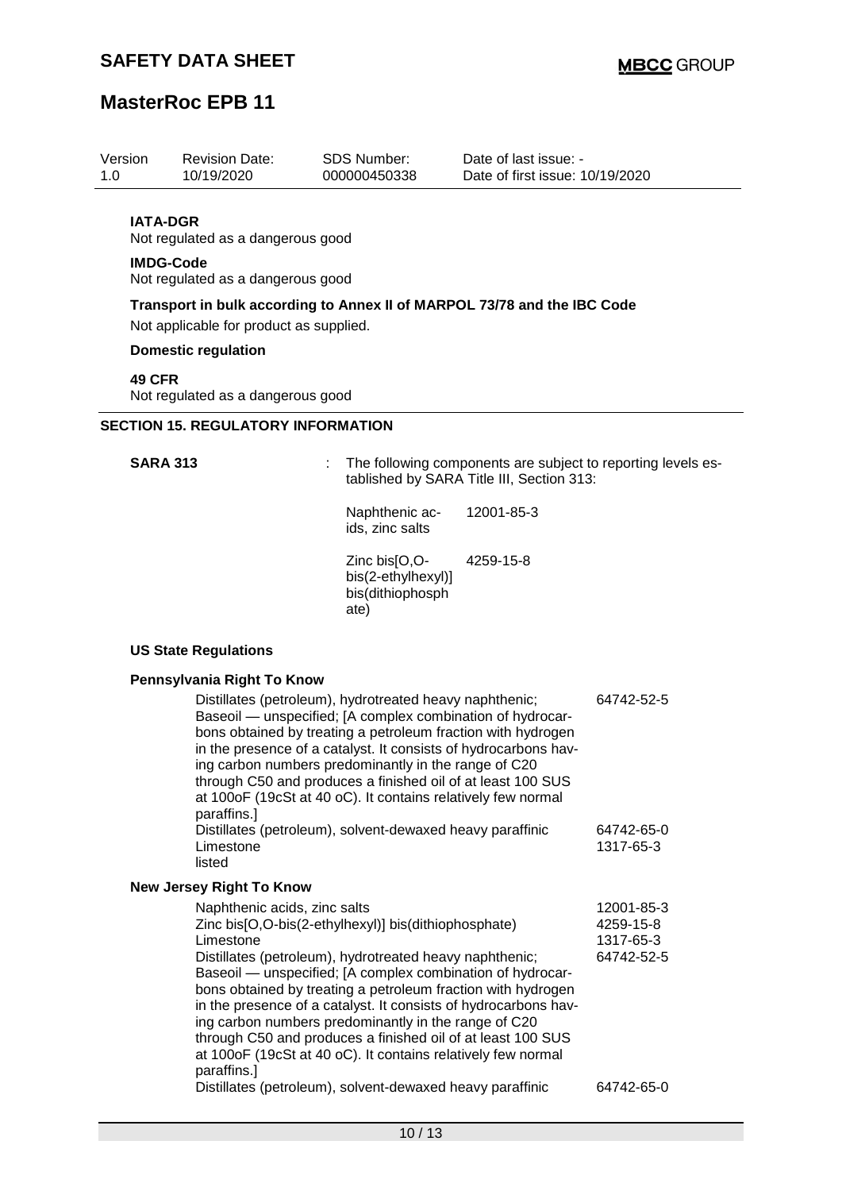**IATA-DGR**
Not regulated as a dangerous good

**IMDG-Code**
Not regulated as a dangerous good

**Transport in bulk according to Annex II of MARPOL 73/78 and the IBC Code**

Not applicable for product as supplied.

**Domestic regulation**

**49 CFR**
Not regulated as a dangerous good

## SECTION 15. REGULATORY INFORMATION

**SARA 313** : The following components are subject to reporting levels established by SARA Title III, Section 313:

| | |
|---|---|
| Naphthenic acids, zinc salts | 12001-85-3 |
| Zinc bis[O,O-bis(2-ethylhexyl)] bis(dithiophosphate) | 4259-15-8 |

**US State Regulations**

**Pennsylvania Right To Know**

| | |
|---|---|
| Distillates (petroleum), hydrotreated heavy naphthenic; Baseoil — unspecified; [A complex combination of hydrocarbons obtained by treating a petroleum fraction with hydrogen in the presence of a catalyst. It consists of hydrocarbons having carbon numbers predominantly in the range of C20 through C50 and produces a finished oil of at least 100 SUS at 100oF (19cSt at 40 oC). It contains relatively few normal paraffins.] | 64742-52-5 |
| Distillates (petroleum), solvent-dewaxed heavy paraffinic | 64742-65-0 |
| Limestone | 1317-65-3 |
| listed | |

**New Jersey Right To Know**

| | |
|---|---|
| Naphthenic acids, zinc salts | 12001-85-3 |
| Zinc bis[O,O-bis(2-ethylhexyl)] bis(dithiophosphate) | 4259-15-8 |
| Limestone | 1317-65-3 |
| Distillates (petroleum), hydrotreated heavy naphthenic; Baseoil — unspecified; [A complex combination of hydrocarbons obtained by treating a petroleum fraction with hydrogen in the presence of a catalyst. It consists of hydrocarbons having carbon numbers predominantly in the range of C20 through C50 and produces a finished oil of at least 100 SUS at 100oF (19cSt at 40 oC). It contains relatively few normal paraffins.] | 64742-52-5 |
| Distillates (petroleum), solvent-dewaxed heavy paraffinic | 64742-65-0 |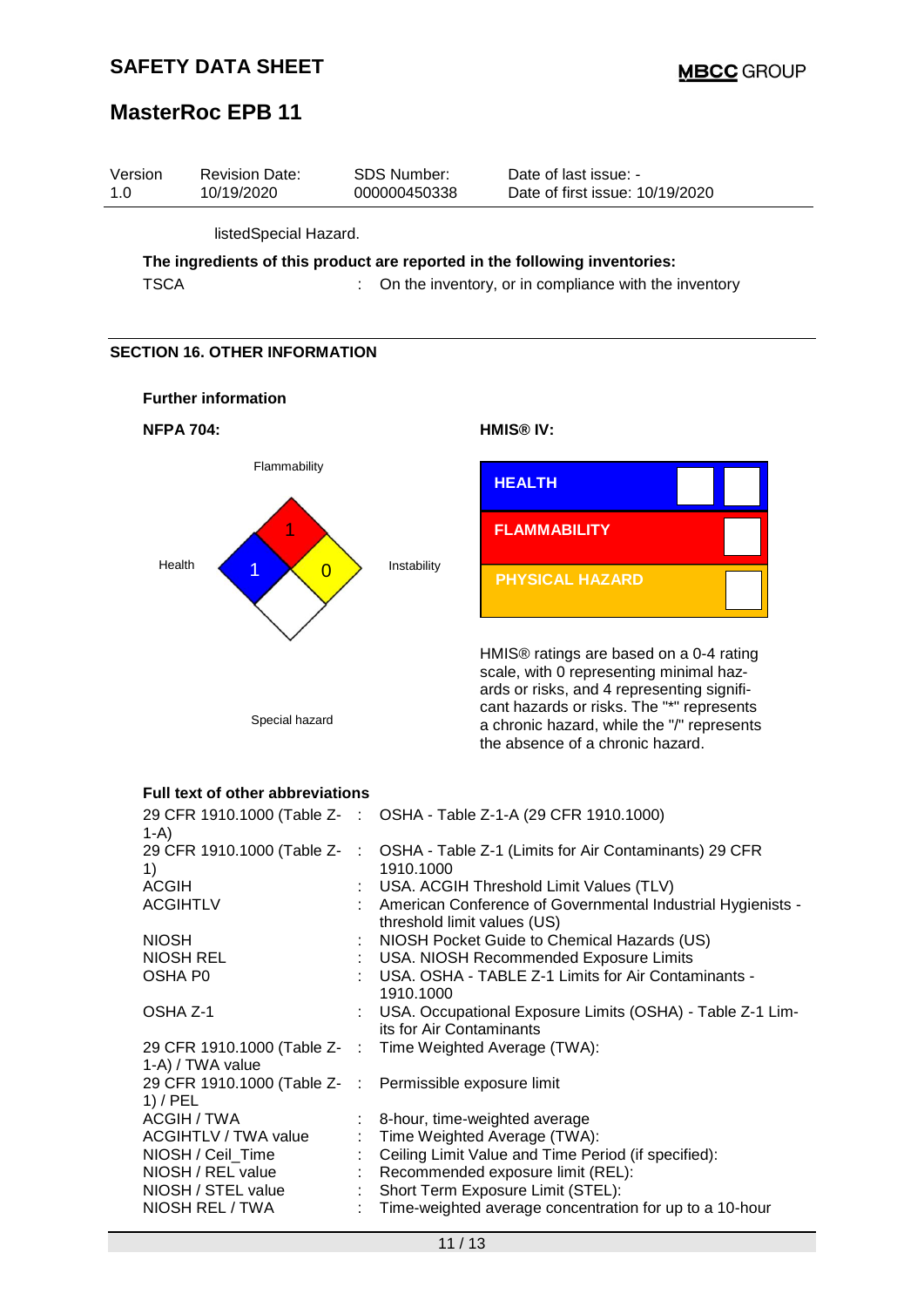listedSpecial Hazard.

**The ingredients of this product are reported in the following inventories:**

TSCA : On the inventory, or in compliance with the inventory

## SECTION 16. OTHER INFORMATION

**Further information**

**NFPA 704:**

Flammability: 1
Health: 1
Instability: 0
Special hazard

**HMIS® IV:**

| HEALTH | |
|---|---|
| FLAMMABILITY | |
| PHYSICAL HAZARD | |

HMIS® ratings are based on a 0-4 rating scale, with 0 representing minimal hazards or risks, and 4 representing significant hazards or risks. The "*" represents a chronic hazard, while the "/" represents the absence of a chronic hazard.

**Full text of other abbreviations**

| | | |
|---|---|---|
| 29 CFR 1910.1000 (Table Z-1-A) | : | OSHA - Table Z-1-A (29 CFR 1910.1000) |
| 29 CFR 1910.1000 (Table Z-1) | : | OSHA - Table Z-1 (Limits for Air Contaminants) 29 CFR 1910.1000 |
| ACGIH | : | USA. ACGIH Threshold Limit Values (TLV) |
| ACGIHTLV | : | American Conference of Governmental Industrial Hygienists - threshold limit values (US) |
| NIOSH | : | NIOSH Pocket Guide to Chemical Hazards (US) |
| NIOSH REL | : | USA. NIOSH Recommended Exposure Limits |
| OSHA P0 | : | USA. OSHA - TABLE Z-1 Limits for Air Contaminants - 1910.1000 |
| OSHA Z-1 | : | USA. Occupational Exposure Limits (OSHA) - Table Z-1 Limits for Air Contaminants |
| 29 CFR 1910.1000 (Table Z-1-A) / TWA value | : | Time Weighted Average (TWA): |
| 29 CFR 1910.1000 (Table Z-1) / PEL | : | Permissible exposure limit |
| ACGIH / TWA | : | 8-hour, time-weighted average |
| ACGIHTLV / TWA value | : | Time Weighted Average (TWA): |
| NIOSH / Ceil_Time | : | Ceiling Limit Value and Time Period (if specified): |
| NIOSH / REL value | : | Recommended exposure limit (REL): |
| NIOSH / STEL value | : | Short Term Exposure Limit (STEL): |
| NIOSH REL / TWA | : | Time-weighted average concentration for up to a 10-hour |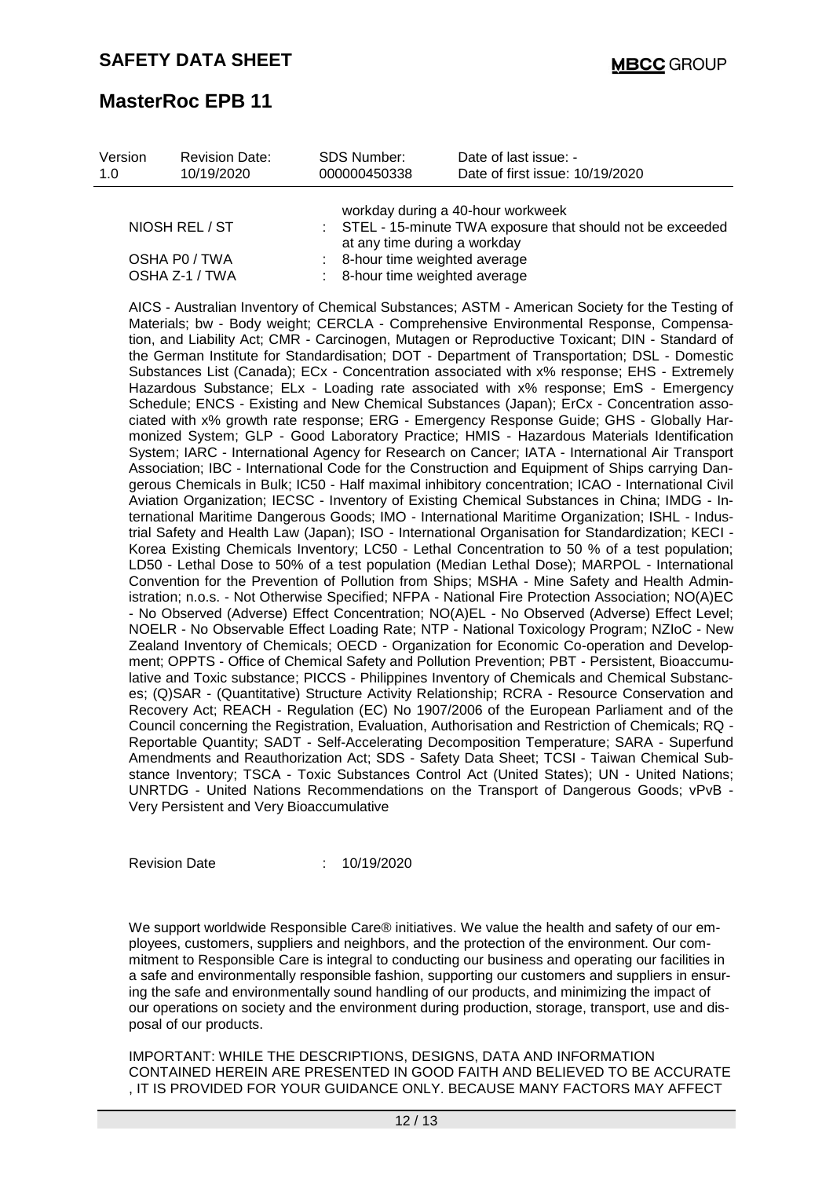| | | |
|---|---|---|
| | | workday during a 40-hour workweek |
| NIOSH REL / ST | : | STEL - 15-minute TWA exposure that should not be exceeded at any time during a workday |
| OSHA P0 / TWA | : | 8-hour time weighted average |
| OSHA Z-1 / TWA | : | 8-hour time weighted average |

AICS - Australian Inventory of Chemical Substances; ASTM - American Society for the Testing of Materials; bw - Body weight; CERCLA - Comprehensive Environmental Response, Compensation, and Liability Act; CMR - Carcinogen, Mutagen or Reproductive Toxicant; DIN - Standard of the German Institute for Standardisation; DOT - Department of Transportation; DSL - Domestic Substances List (Canada); ECx - Concentration associated with x% response; EHS - Extremely Hazardous Substance; ELx - Loading rate associated with x% response; EmS - Emergency Schedule; ENCS - Existing and New Chemical Substances (Japan); ErCx - Concentration associated with x% growth rate response; ERG - Emergency Response Guide; GHS - Globally Harmonized System; GLP - Good Laboratory Practice; HMIS - Hazardous Materials Identification System; IARC - International Agency for Research on Cancer; IATA - International Air Transport Association; IBC - International Code for the Construction and Equipment of Ships carrying Dangerous Chemicals in Bulk; IC50 - Half maximal inhibitory concentration; ICAO - International Civil Aviation Organization; IECSC - Inventory of Existing Chemical Substances in China; IMDG - International Maritime Dangerous Goods; IMO - International Maritime Organization; ISHL - Industrial Safety and Health Law (Japan); ISO - International Organisation for Standardization; KECI - Korea Existing Chemicals Inventory; LC50 - Lethal Concentration to 50 % of a test population; LD50 - Lethal Dose to 50% of a test population (Median Lethal Dose); MARPOL - International Convention for the Prevention of Pollution from Ships; MSHA - Mine Safety and Health Administration; n.o.s. - Not Otherwise Specified; NFPA - National Fire Protection Association; NO(A)EC - No Observed (Adverse) Effect Concentration; NO(A)EL - No Observed (Adverse) Effect Level; NOELR - No Observable Effect Loading Rate; NTP - National Toxicology Program; NZIoC - New Zealand Inventory of Chemicals; OECD - Organization for Economic Co-operation and Development; OPPTS - Office of Chemical Safety and Pollution Prevention; PBT - Persistent, Bioaccumulative and Toxic substance; PICCS - Philippines Inventory of Chemicals and Chemical Substances; (Q)SAR - (Quantitative) Structure Activity Relationship; RCRA - Resource Conservation and Recovery Act; REACH - Regulation (EC) No 1907/2006 of the European Parliament and of the Council concerning the Registration, Evaluation, Authorisation and Restriction of Chemicals; RQ - Reportable Quantity; SADT - Self-Accelerating Decomposition Temperature; SARA - Superfund Amendments and Reauthorization Act; SDS - Safety Data Sheet; TCSI - Taiwan Chemical Substance Inventory; TSCA - Toxic Substances Control Act (United States); UN - United Nations; UNRTDG - United Nations Recommendations on the Transport of Dangerous Goods; vPvB - Very Persistent and Very Bioaccumulative

Revision Date : 10/19/2020

We support worldwide Responsible Care® initiatives. We value the health and safety of our employees, customers, suppliers and neighbors, and the protection of the environment. Our commitment to Responsible Care is integral to conducting our business and operating our facilities in a safe and environmentally responsible fashion, supporting our customers and suppliers in ensuring the safe and environmentally sound handling of our products, and minimizing the impact of our operations on society and the environment during production, storage, transport, use and disposal of our products.

IMPORTANT: WHILE THE DESCRIPTIONS, DESIGNS, DATA AND INFORMATION CONTAINED HEREIN ARE PRESENTED IN GOOD FAITH AND BELIEVED TO BE ACCURATE , IT IS PROVIDED FOR YOUR GUIDANCE ONLY. BECAUSE MANY FACTORS MAY AFFECT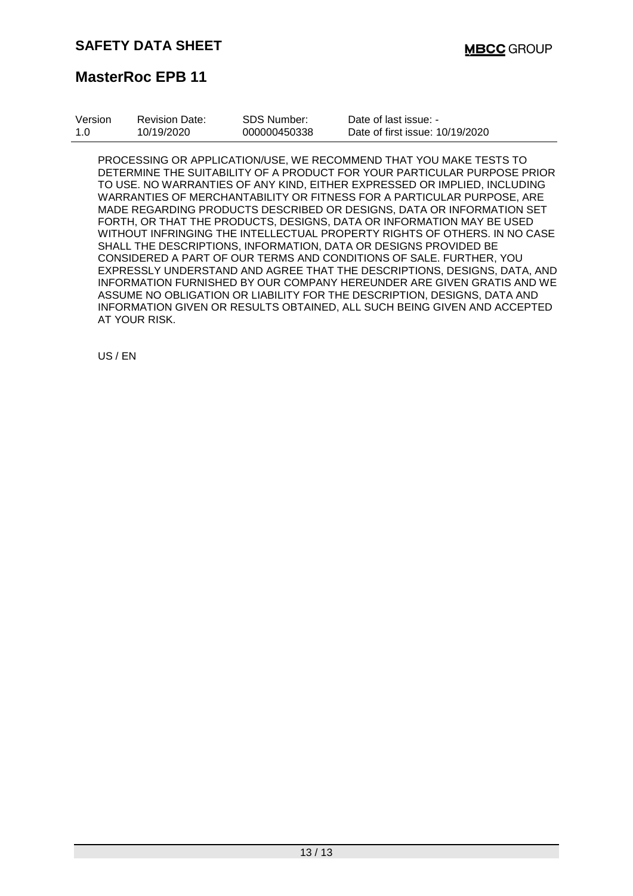PROCESSING OR APPLICATION/USE, WE RECOMMEND THAT YOU MAKE TESTS TO DETERMINE THE SUITABILITY OF A PRODUCT FOR YOUR PARTICULAR PURPOSE PRIOR TO USE. NO WARRANTIES OF ANY KIND, EITHER EXPRESSED OR IMPLIED, INCLUDING WARRANTIES OF MERCHANTABILITY OR FITNESS FOR A PARTICULAR PURPOSE, ARE MADE REGARDING PRODUCTS DESCRIBED OR DESIGNS, DATA OR INFORMATION SET FORTH, OR THAT THE PRODUCTS, DESIGNS, DATA OR INFORMATION MAY BE USED WITHOUT INFRINGING THE INTELLECTUAL PROPERTY RIGHTS OF OTHERS. IN NO CASE SHALL THE DESCRIPTIONS, INFORMATION, DATA OR DESIGNS PROVIDED BE CONSIDERED A PART OF OUR TERMS AND CONDITIONS OF SALE. FURTHER, YOU EXPRESSLY UNDERSTAND AND AGREE THAT THE DESCRIPTIONS, DESIGNS, DATA, AND INFORMATION FURNISHED BY OUR COMPANY HEREUNDER ARE GIVEN GRATIS AND WE ASSUME NO OBLIGATION OR LIABILITY FOR THE DESCRIPTION, DESIGNS, DATA AND INFORMATION GIVEN OR RESULTS OBTAINED, ALL SUCH BEING GIVEN AND ACCEPTED AT YOUR RISK.

US / EN